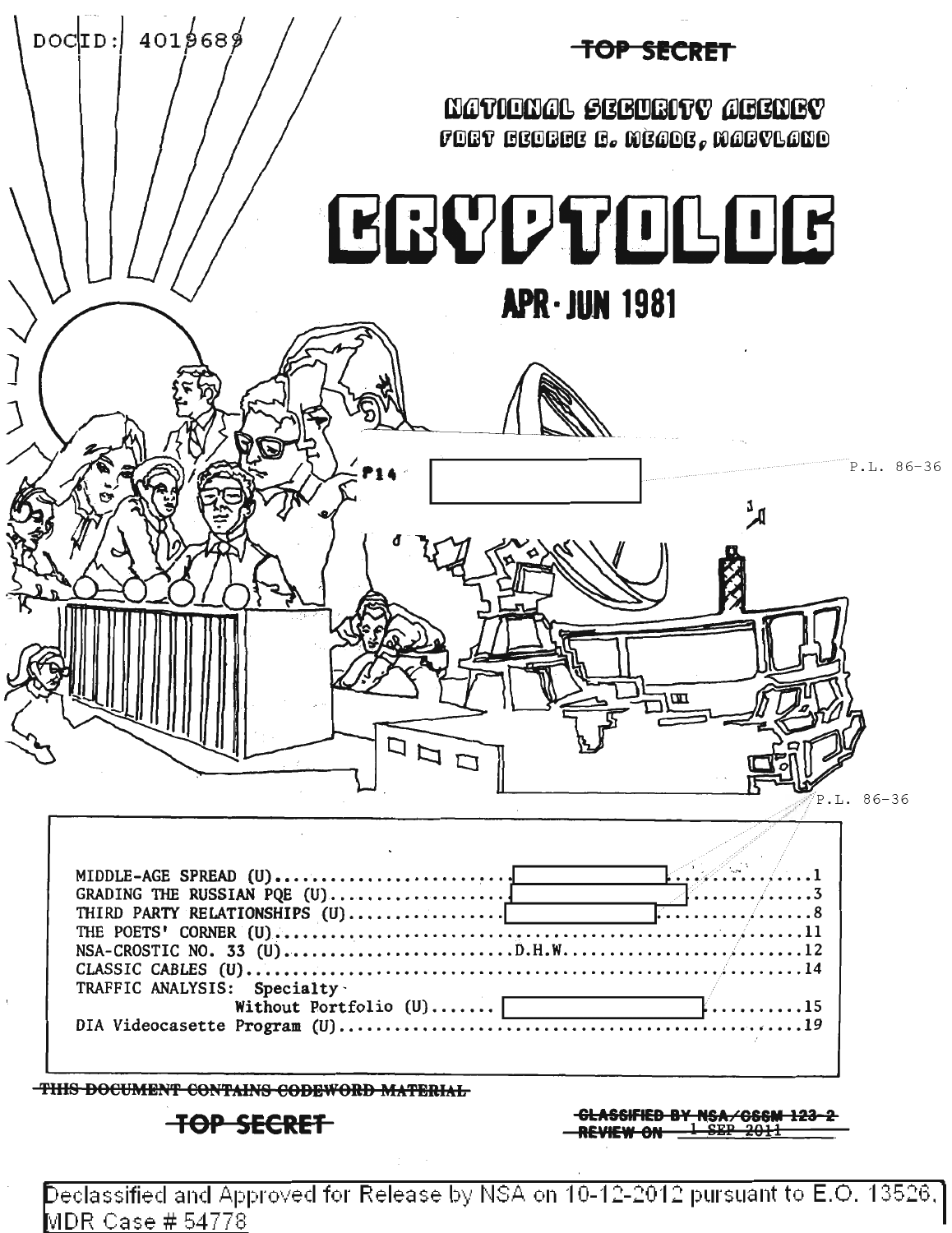DOCID: 4019689

~~TOP SECRET~~

NATIONAL SECURITY AGENCY
FORT GEORGE G. MEADE, MARYLAND

# CRYPTOLOG

## APR·JUN 1981

P14 [redacted]

P.L. 86-36

P.L. 86-36

| | | |
|---|---|---|
| MIDDLE-AGE SPREAD (U) | [redacted] | 1 |
| GRADING THE RUSSIAN PQE (U) | [redacted] | 3 |
| THIRD PARTY RELATIONSHIPS (U) | [redacted] | 8 |
| THE POETS' CORNER (U) | | 11 |
| NSA-CROSTIC NO. 33 (U) | D.H.W. | 12 |
| CLASSIC CABLES (U) | | 14 |
| TRAFFIC ANALYSIS: Specialty Without Portfolio (U) | [redacted] | 15 |
| DIA Videocasette Program (U) | | 19 |

~~THIS DOCUMENT CONTAINS CODEWORD MATERIAL~~

~~TOP SECRET~~

~~CLASSIFIED BY NSA/CSSM 123-2~~
~~REVIEW ON 1 SEP 2011~~

Declassified and Approved for Release by NSA on 10-12-2012 pursuant to E.O. 13526, MDR Case # 54778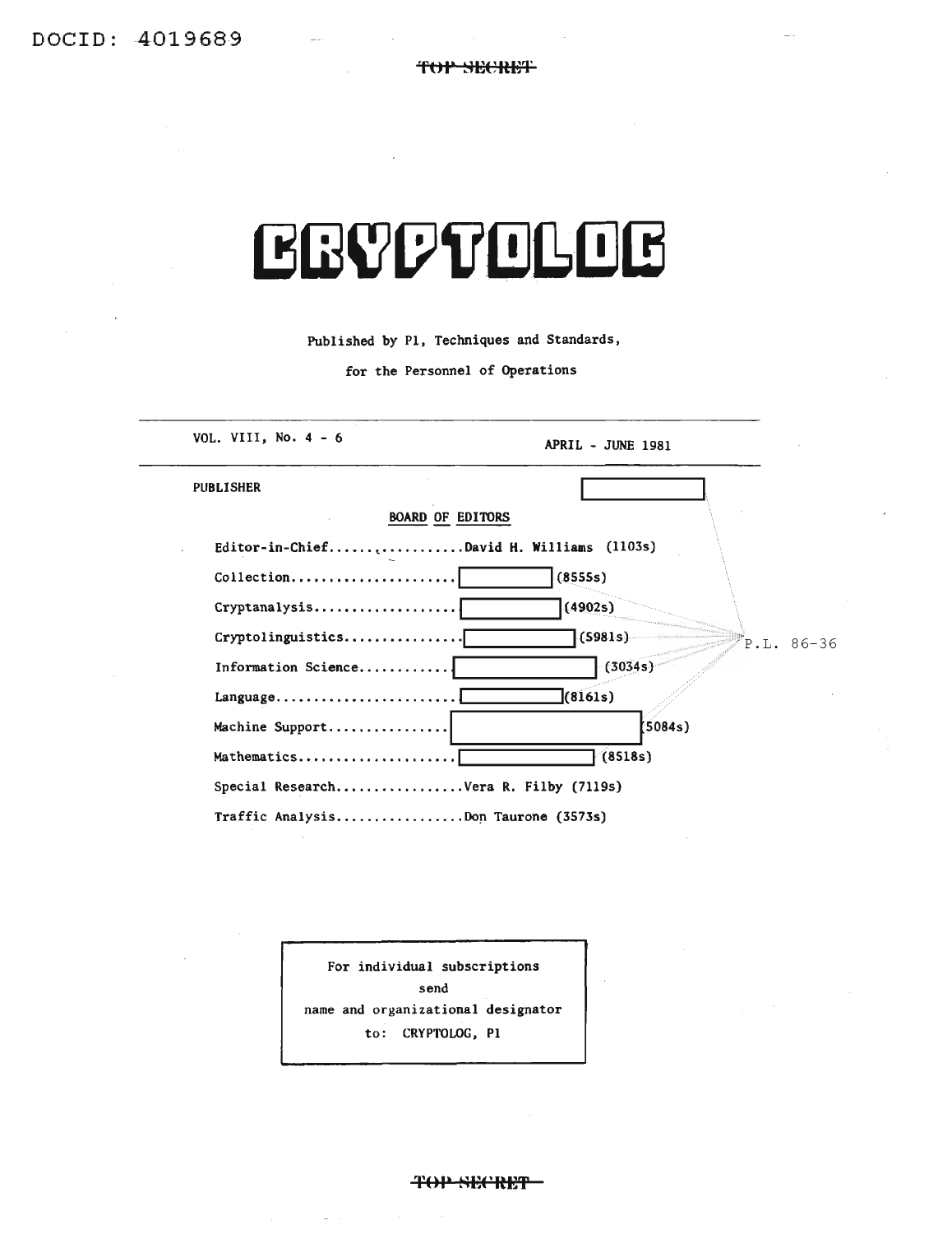DOCID: 4019689

TOP SECRET

# CRYPTOLOG

Published by P1, Techniques and Standards,

for the Personnel of Operations

---

VOL. VIII, No. 4 - 6 — APRIL - JUNE 1981

---

PUBLISHER [redacted]

**BOARD OF EDITORS**

Editor-in-Chief..................David H. Williams (1103s)

Collection..................... [redacted] (8555s)

Cryptanalysis.................. [redacted] (4902s)

Cryptolinguistics.............. [redacted] (5981s)

Information Science............ [redacted] (3034s)

Language....................... [redacted] (8161s)

Machine Support................ [redacted] (5084s)

Mathematics.................... [redacted] (8518s)

Special Research................Vera R. Filby (7119s)

Traffic Analysis................Don Taurone (3573s)

P.L. 86-36

For individual subscriptions
send
name and organizational designator
to: CRYPTOLOG, P1

TOP SECRET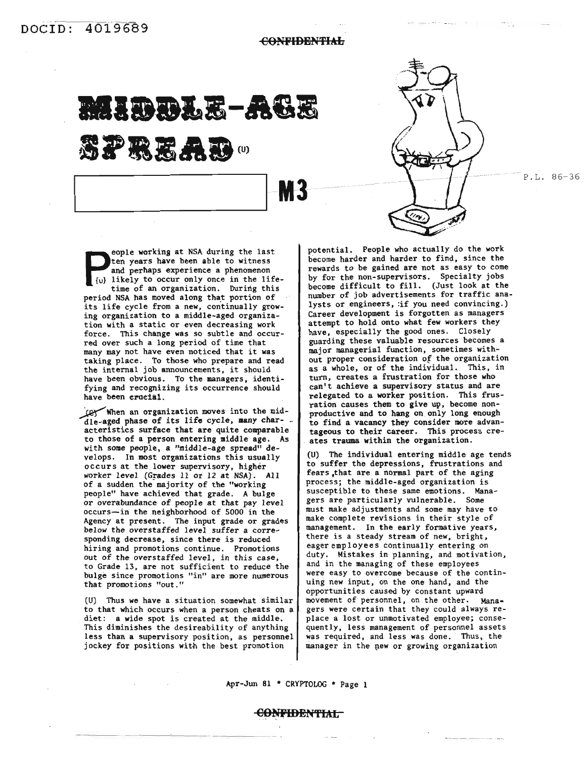# MIDDLE-AGE SPREAD (U)

M3

P.L. 86-36

People working at NSA during the last ten years have been able to witness and perhaps experience a phenomenon (U) likely to occur only once in the lifetime of an organization. During this period NSA has moved along that portion of its life cycle from a new, continually growing organization to a middle-aged organization with a static or even decreasing work force. This change was so subtle and occurred over such a long period of time that many may not have even noticed that it was taking place. To those who prepare and read the internal job announcements, it should have been obvious. To the managers, identifying and recognizing its occurrence should have been crucial.

(C) When an organization moves into the middle-aged phase of its life cycle, many characteristics surface that are quite comparable to those of a person entering middle age. As with some people, a "middle-age spread" develops. In most organizations this usually occurs at the lower supervisory, higher worker level (Grades 11 or 12 at NSA). All of a sudden the majority of the "working people" have achieved that grade. A bulge or overabundance of people at that pay level occurs—in the neighborhood of 5000 in the Agency at present. The input grade or grades below the overstaffed level suffer a corresponding decrease, since there is reduced hiring and promotions continue. Promotions out of the overstaffed level, in this case, to Grade 13, are not sufficient to reduce the bulge since promotions "in" are more numerous that promotions "out."

(U) Thus we have a situation somewhat similar to that which occurs when a person cheats on a diet: a wide spot is created at the middle. This diminishes the desireability of anything less than a supervisory position, as personnel jockey for positions with the best promotion potential. People who actually do the work become harder and harder to find, since the rewards to be gained are not as easy to come by for the non-supervisors. Specialty jobs become difficult to fill. (Just look at the number of job advertisements for traffic analysts or engineers, if you need convincing.) Career development is forgotten as managers attempt to hold onto what few workers they have, especially the good ones. Closely guarding these valuable resources becomes a major managerial function, sometimes without proper consideration of the organization as a whole, or of the individual. This, in turn, creates a frustration for those who can't achieve a supervisory status and are relegated to a worker position. This frusration causes them to give up, become nonproductive and to hang on only long enough to find a vacancy they consider more advantageous to their career. This process creates trauma within the organization.

(U) The individual entering middle age tends to suffer the depressions, frustrations and fears, that are a normal part of the aging process; the middle-aged organization is susceptible to these same emotions. Managers are particularly vulnerable. Some must make adjustments and some may have to make complete revisions in their style of management. In the early formative years, there is a steady stream of new, bright, eager employees continually entering on duty. Mistakes in planning, and motivation, and in the managing of these employees were easy to overcome because of the continuing new input, on the one hand, and the opportunities caused by constant upward movement of personnel, on the other. Managers were certain that they could always replace a lost or unmotivated employee; consequently, less management of personnel assets was required, and less was done. Thus, the manager in the new or growing organization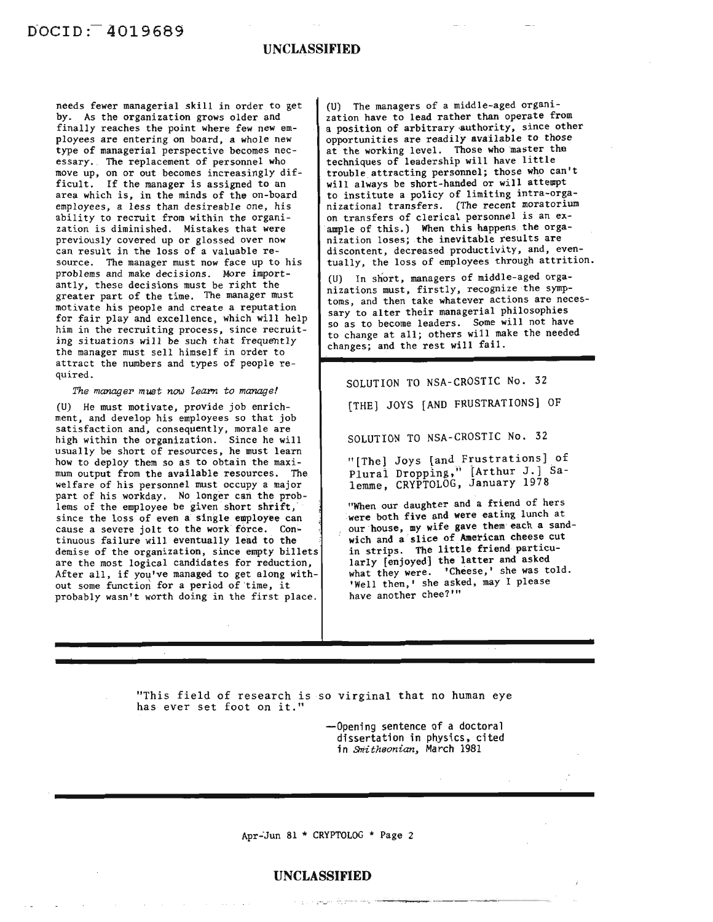needs fewer managerial skill in order to get by. As the organization grows older and finally reaches the point where few new employees are entering on board, a whole new type of managerial perspective becomes necessary. The replacement of personnel who move up, on or out becomes increasingly difficult. If the manager is assigned to an area which is, in the minds of the on-board employees, a less than desireable one, his ability to recruit from within the organization is diminished. Mistakes that were previously covered up or glossed over now can result in the loss of a valuable resource. The manager must now face up to his problems and make decisions. More importantly, these decisions must be right the greater part of the time. The manager must motivate his people and create a reputation for fair play and excellence, which will help him in the recruiting process, since recruiting situations will be such that frequently the manager must sell himself in order to attract the numbers and types of people required.

*The manager must now learn to manage!*

(U) He must motivate, provide job enrichment, and develop his employees so that job satisfaction and, consequently, morale are high within the organization. Since he will usually be short of resources, he must learn how to deploy them so as to obtain the maximum output from the available resources. The welfare of his personnel must occupy a major part of his workday. No longer can the problems of the employee be given short shrift, since the loss of even a single employee can cause a severe jolt to the work force. Continuous failure will eventually lead to the demise of the organization, since empty billets are the most logical candidates for reduction, After all, if you've managed to get along without some function for a period of time, it probably wasn't worth doing in the first place.

(U) The managers of a middle-aged organization have to lead rather than operate from a position of arbitrary authority, since other opportunities are readily available to those at the working level. Those who master the techniques of leadership will have little trouble attracting personnel; those who can't will always be short-handed or will attempt to institute a policy of limiting intra-organizational transfers. (The recent moratorium on transfers of clerical personnel is an example of this.) When this happens the organization loses; the inevitable results are discontent, decreased productivity, and, eventually, the loss of employees through attrition.

(U) In short, managers of middle-aged organizations must, firstly, recognize the symptoms, and then take whatever actions are necessary to alter their managerial philosophies so as to become leaders. Some will not have to change at all; others will make the needed changes; and the rest will fail.

---

SOLUTION TO NSA-CROSTIC No. 32

[THE] JOYS [AND FRUSTRATIONS] OF

SOLUTION TO NSA-CROSTIC No. 32

"[The] Joys [and Frustrations] of Plural Dropping," [Arthur J.] Salemme, CRYPTOLOG, January 1978

"When our daughter and a friend of hers were both five and were eating lunch at our house, my wife gave them each a sandwich and a slice of American cheese cut in strips. The little friend particularly [enjoyed] the latter and asked what they were. 'Cheese,' she was told. 'Well then,' she asked, may I please have another chee?'"

---

"This field of research is so virginal that no human eye has ever set foot on it."

—Opening sentence of a doctoral dissertation in physics, cited in *Smithsonian*, March 1981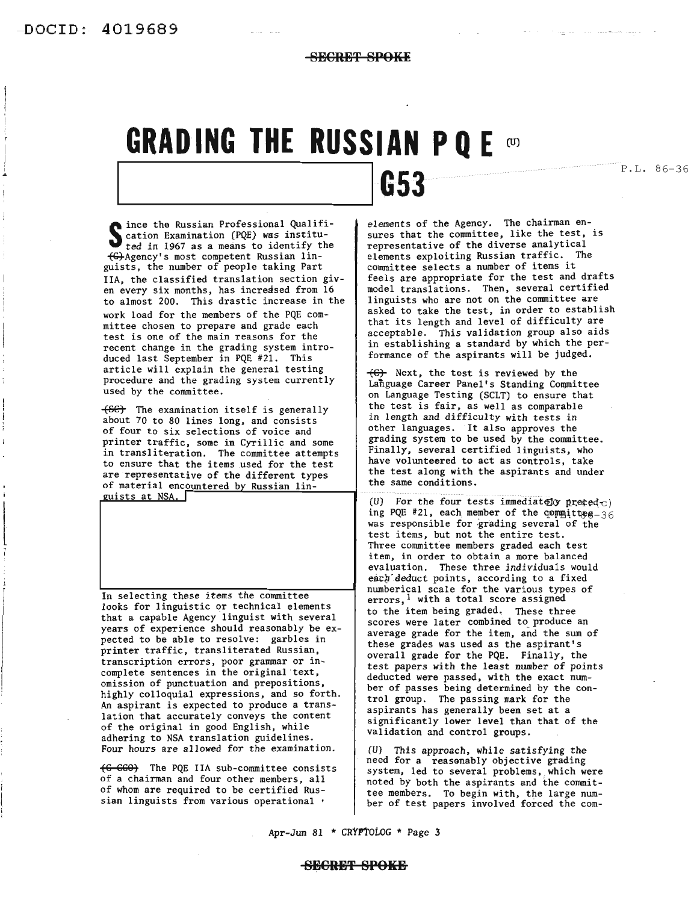# GRADING THE RUSSIAN PQE (U)

G53

Since the Russian Professional Qualification Examination (PQE) was instituted in 1967 as a means to identify the ~~(C)~~ Agency's most competent Russian linguists, the number of people taking Part IIA, the classified translation section given every six months, has increased from 16 to almost 200. This drastic increase in the work load for the members of the PQE committee chosen to prepare and grade each test is one of the main reasons for the recent change in the grading system introduced last September in PQE #21. This article will explain the general testing procedure and the grading system currently used by the committee.

~~(SC)~~ The examination itself is generally about 70 to 80 lines long, and consists of four to six selections of voice and printer traffic, some in Cyrillic and some in transliteration. The committee attempts to ensure that the items used for the test are representative of the different types of material encountered by Russian linguists at NSA.

In selecting these items the committee looks for linguistic or technical elements that a capable Agency linguist with several years of experience should reasonably be expected to be able to resolve: garbles in printer traffic, transliterated Russian, transcription errors, poor grammar or incomplete sentences in the original text, omission of punctuation and prepositions, highly colloquial expressions, and so forth. An aspirant is expected to produce a translation that accurately conveys the content of the original in good English, while adhering to NSA translation guidelines. Four hours are allowed for the examination.

~~(C-CCO)~~ The PQE IIA sub-committee consists of a chairman and four other members, all of whom are required to be certified Russian linguists from various operational elements of the Agency. The chairman ensures that the committee, like the test, is representative of the diverse analytical elements exploiting Russian traffic. The committee selects a number of items it feels are appropriate for the test and drafts model translations. Then, several certified linguists who are not on the committee are asked to take the test, in order to establish that its length and level of difficulty are acceptable. This validation group also aids in establishing a standard by which the performance of the aspirants will be judged.

~~(C)~~ Next, the test is reviewed by the Language Career Panel's Standing Committee on Language Testing (SCLT) to ensure that the test is fair, as well as comparable in length and difficulty with tests in other languages. It also approves the grading system to be used by the committee. Finally, several certified linguists, who have volunteered to act as controls, take the test along with the aspirants and under the same conditions.

(U) For the four tests immediately preceding PQE #21, each member of the committee was responsible for grading several of the test items, but not the entire test. Three committee members graded each test item, in order to obtain a more balanced evaluation. These three individuals would each deduct points, according to a fixed numberical scale for the various types of errors,[1] with a total score assigned to the item being graded. These three scores were later combined to produce an average grade for the item, and the sum of these grades was used as the aspirant's overall grade for the PQE. Finally, the test papers with the least number of points deducted were passed, with the exact number of passes being determined by the control group. The passing mark for the aspirants has generally been set at a significantly lower level than that of the validation and control groups.

(U) This approach, while satisfying the need for a reasonably objective grading system, led to several problems, which were noted by both the aspirants and the committee members. To begin with, the large number of test papers involved forced the com-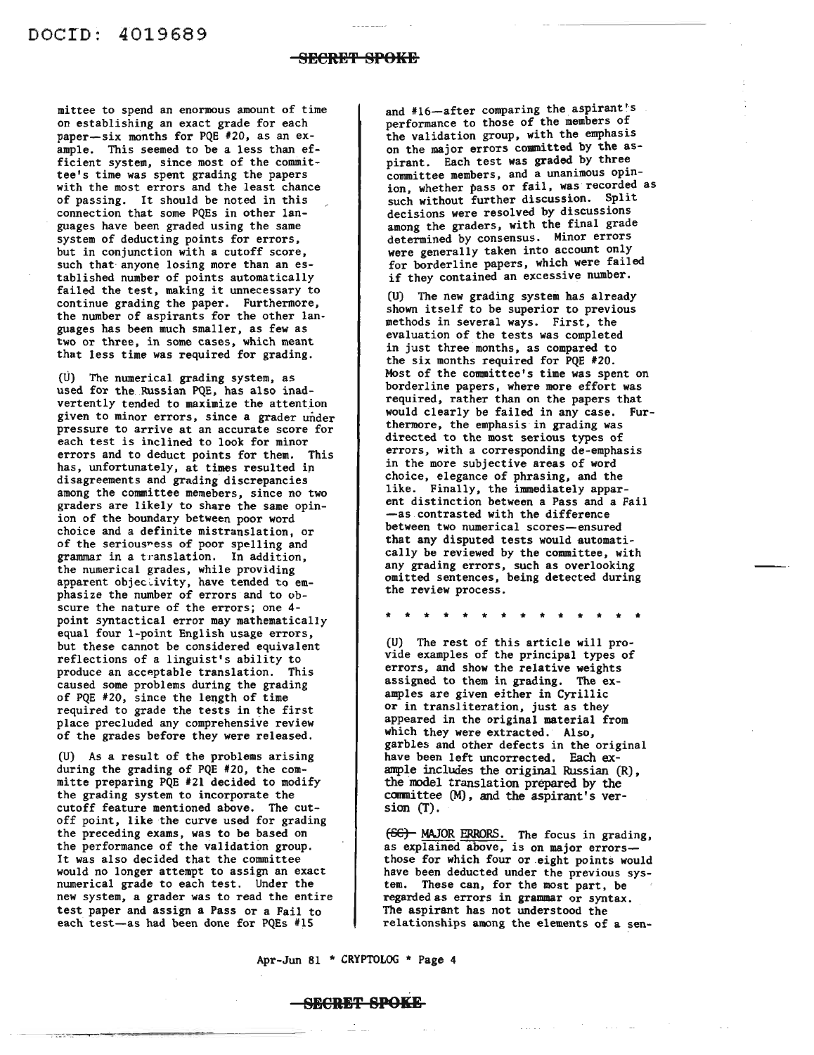mittee to spend an enormous amount of time on establishing an exact grade for each paper—six months for PQE #20, as an example. This seemed to be a less than efficient system, since most of the committee's time was spent grading the papers with the most errors and the least chance of passing. It should be noted in this connection that some PQEs in other languages have been graded using the same system of deducting points for errors, but in conjunction with a cutoff score, such that anyone losing more than an established number of points automatically failed the test, making it unnecessary to continue grading the paper. Furthermore, the number of aspirants for the other languages has been much smaller, as few as two or three, in some cases, which meant that less time was required for grading.

(U) The numerical grading system, as used for the Russian PQE, has also inadvertently tended to maximize the attention given to minor errors, since a grader under pressure to arrive at an accurate score for each test is inclined to look for minor errors and to deduct points for them. This has, unfortunately, at times resulted in disagreements and grading discrepancies among the committee memebers, since no two graders are likely to share the same opinion of the boundary between poor word choice and a definite mistranslation, or of the seriousness of poor spelling and grammar in a translation. In addition, the numerical grades, while providing apparent objectivity, have tended to emphasize the number of errors and to obscure the nature of the errors; one 4-point syntactical error may mathematically equal four 1-point English usage errors, but these cannot be considered equivalent reflections of a linguist's ability to produce an acceptable translation. This caused some problems during the grading of PQE #20, since the length of time required to grade the tests in the first place precluded any comprehensive review of the grades before they were released.

(U) As a result of the problems arising during the grading of PQE #20, the committe preparing PQE #21 decided to modify the grading system to incorporate the cutoff feature mentioned above. The cutoff point, like the curve used for grading the preceding exams, was to be based on the performance of the validation group. It was also decided that the committee would no longer attempt to assign an exact numerical grade to each test. Under the new system, a grader was to read the entire test paper and assign a Pass or a Fail to each test—as had been done for PQEs #15 and #16—after comparing the aspirant's performance to those of the members of the validation group, with the emphasis on the major errors committed by the aspirant. Each test was graded by three committee members, and a unanimous opinion, whether pass or fail, was recorded as such without further discussion. Split decisions were resolved by discussions among the graders, with the final grade determined by consensus. Minor errors were generally taken into account only for borderline papers, which were failed if they contained an excessive number.

(U) The new grading system has already shown itself to be superior to previous methods in several ways. First, the evaluation of the tests was completed in just three months, as compared to the six months required for PQE #20. Most of the committee's time was spent on borderline papers, where more effort was required, rather than on the papers that would clearly be failed in any case. Furthermore, the emphasis in grading was directed to the most serious types of errors, with a corresponding de-emphasis in the more subjective areas of word choice, elegance of phrasing, and the like. Finally, the immediately apparent distinction between a Pass and a Fail—as contrasted with the difference between two numerical scores—ensured that any disputed tests would automatically be reviewed by the committee, with any grading errors, such as overlooking omitted sentences, being detected during the review process.

* * * * * * * * * * * * * *

(U) The rest of this article will provide examples of the principal types of errors, and show the relative weights assigned to them in grading. The examples are given either in Cyrillic or in transliteration, just as they appeared in the original material from which they were extracted. Also, garbles and other defects in the original have been left uncorrected. Each example includes the original Russian (R), the model translation prepared by the committee (M), and the aspirant's version (T).

~~(SC)~~ MAJOR ERRORS. The focus in grading, as explained above, is on major errors—those for which four or eight points would have been deducted under the previous system. These can, for the most part, be regarded as errors in grammar or syntax. The aspirant has not understood the relationships among the elements of a sen-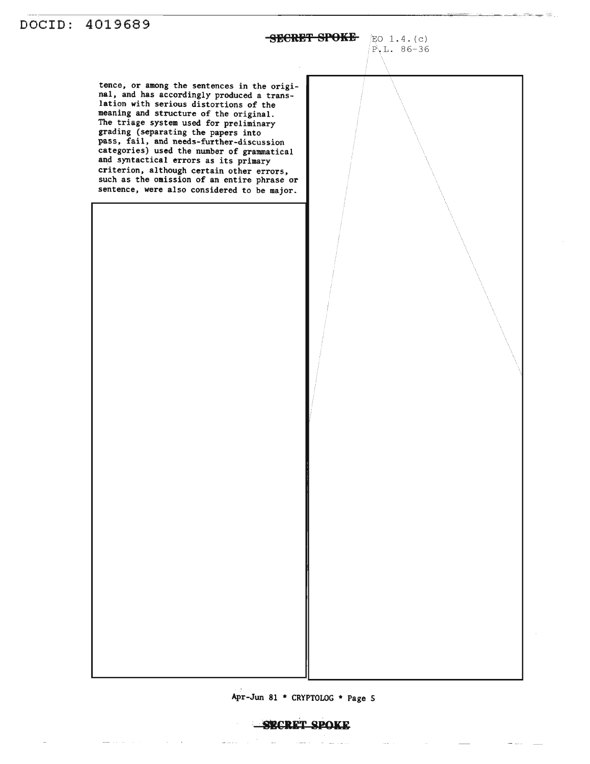tence, or among the sentences in the original, and has accordingly produced a translation with serious distortions of the meaning and structure of the original. The triage system used for preliminary grading (separating the papers into pass, fail, and needs-further-discussion categories) used the number of grammatical and syntactical errors as its primary criterion, although certain other errors, such as the omission of an entire phrase or sentence, were also considered to be major.

EO 1.4.(c)
P.L. 86-36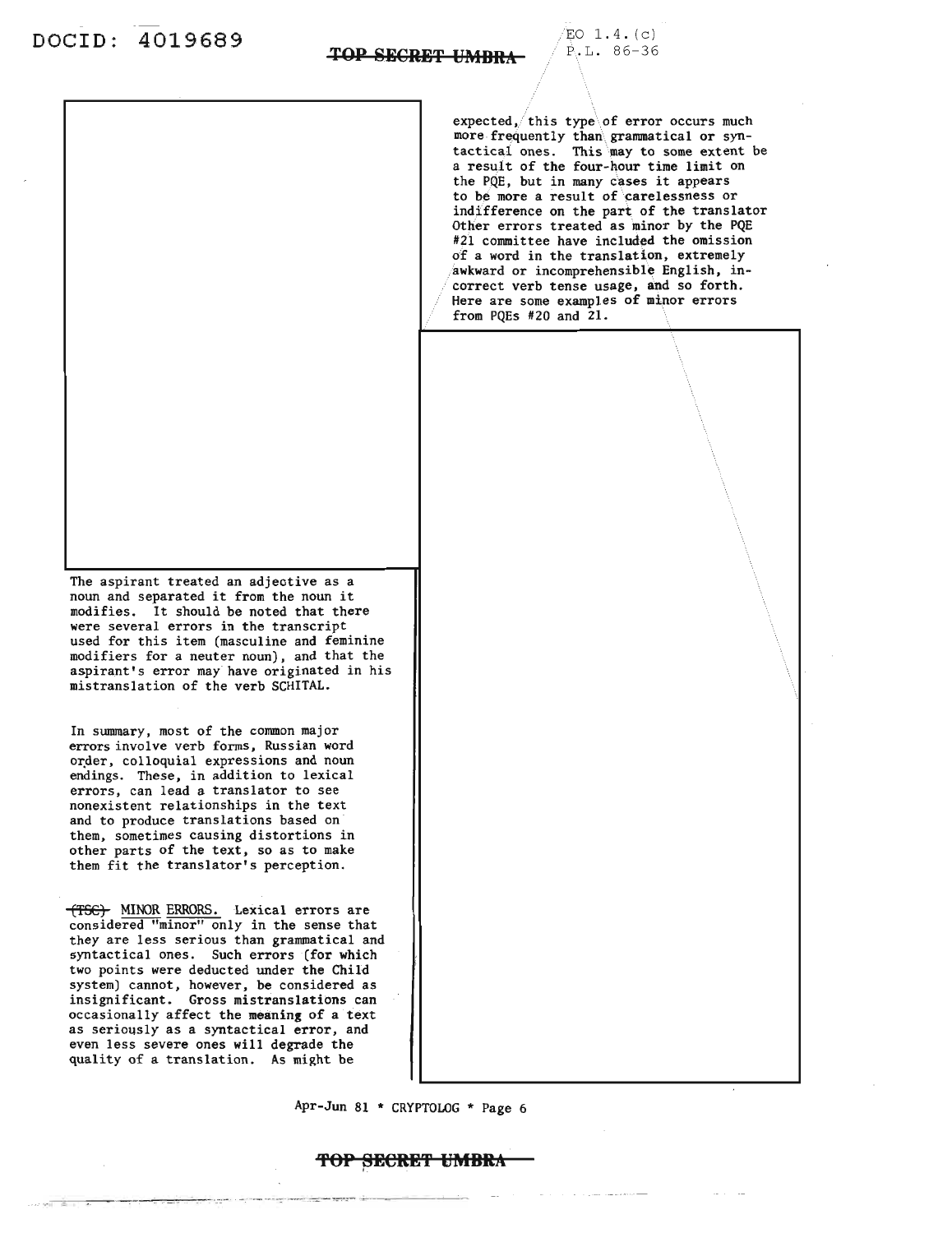The aspirant treated an adjective as a noun and separated it from the noun it modifies. It should be noted that there were several errors in the transcript used for this item (masculine and feminine modifiers for a neuter noun), and that the aspirant's error may have originated in his mistranslation of the verb SCHITAL.

In summary, most of the common major errors involve verb forms, Russian word order, colloquial expressions and noun endings. These, in addition to lexical errors, can lead a translator to see nonexistent relationships in the text and to produce translations based on them, sometimes causing distortions in other parts of the text, so as to make them fit the translator's perception.

~~(TSC)~~ MINOR ERRORS. Lexical errors are considered "minor" only in the sense that they are less serious than grammatical and syntactical ones. Such errors (for which two points were deducted under the Child system) cannot, however, be considered as insignificant. Gross mistranslations can occasionally affect the meaning of a text as seriously as a syntactical error, and even less severe ones will degrade the quality of a translation. As might be expected, this type of error occurs much more frequently than grammatical or syntactical ones. This may to some extent be a result of the four-hour time limit on the PQE, but in many cases it appears to be more a result of carelessness or indifference on the part of the translator Other errors treated as minor by the PQE #21 committee have included the omission of a word in the translation, extremely awkward or incomprehensible English, incorrect verb tense usage, and so forth. Here are some examples of minor errors from PQEs #20 and 21.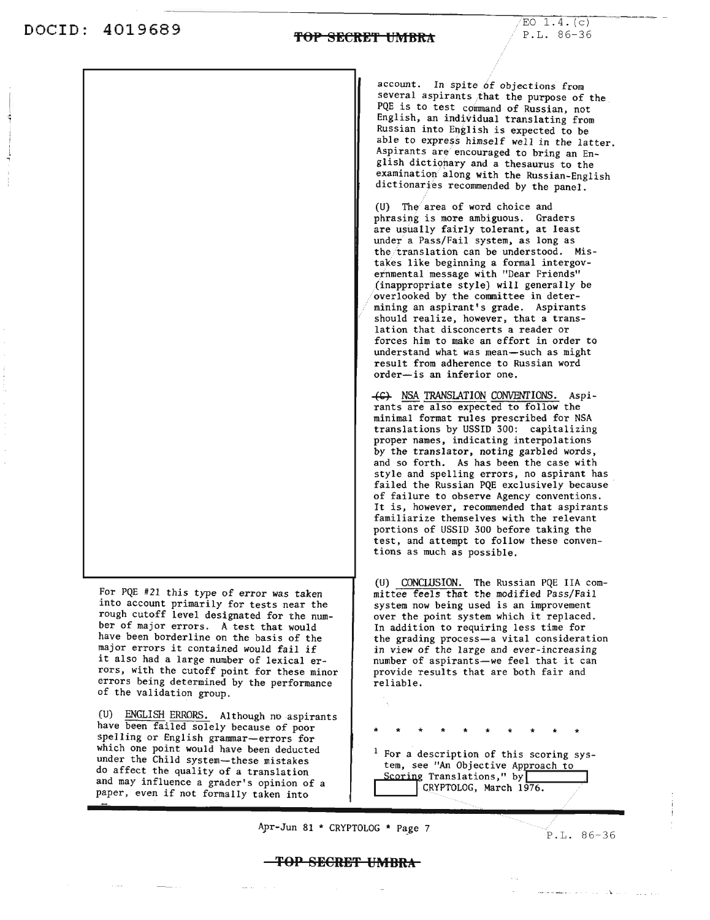For PQE #21 this type of error was taken into account primarily for tests near the rough cutoff level designated for the number of major errors. A test that would have been borderline on the basis of the major errors it contained would fail if it also had a large number of lexical errors, with the cutoff point for these minor errors being determined by the performance of the validation group.

(U) ENGLISH ERRORS. Although no aspirants have been failed solely because of poor spelling or English grammar—errors for which one point would have been deducted under the Child system—these mistakes do affect the quality of a translation and may influence a grader's opinion of a paper, even if not formally taken into account. In spite of objections from several aspirants that the purpose of the PQE is to test command of Russian, not English, an individual translating from Russian into English is expected to be able to express himself well in the latter. Aspirants are encouraged to bring an English dictionary and a thesaurus to the examination along with the Russian-English dictionaries recommended by the panel.

(U) The area of word choice and phrasing is more ambiguous. Graders are usually fairly tolerant, at least under a Pass/Fail system, as long as the translation can be understood. Mistakes like beginning a formal intergovernmental message with "Dear Friends" (inappropriate style) will generally be overlooked by the committee in determining an aspirant's grade. Aspirants should realize, however, that a translation that disconcerts a reader or forces him to make an effort in order to understand what was meant—such as might result from adherence to Russian word order—is an inferior one.

~~(C)~~ NSA TRANSLATION CONVENTIONS. Aspirants are also expected to follow the minimal format rules prescribed for NSA translations by USSID 300: capitalizing proper names, indicating interpolations by the translator, noting garbled words, and so forth. As has been the case with style and spelling errors, no aspirant has failed the Russian PQE exclusively because of failure to observe Agency conventions. It is, however, recommended that aspirants familiarize themselves with the relevant portions of USSID 300 before taking the test, and attempt to follow these conventions as much as possible.

(U) CONCLUSION. The Russian PQE IIA committee feels that the modified Pass/Fail system now being used is an improvement over the point system which it replaced. In addition to requiring less time for the grading process—a vital consideration in view of the large and ever-increasing number of aspirants—we feel that it can provide results that are both fair and reliable.

\* \* \* \* \* \* \* \* \* \* \*

[1] For a description of this scoring system, see "An Objective Approach to Scoring Translations," by [redacted] CRYPTOLOG, March 1976.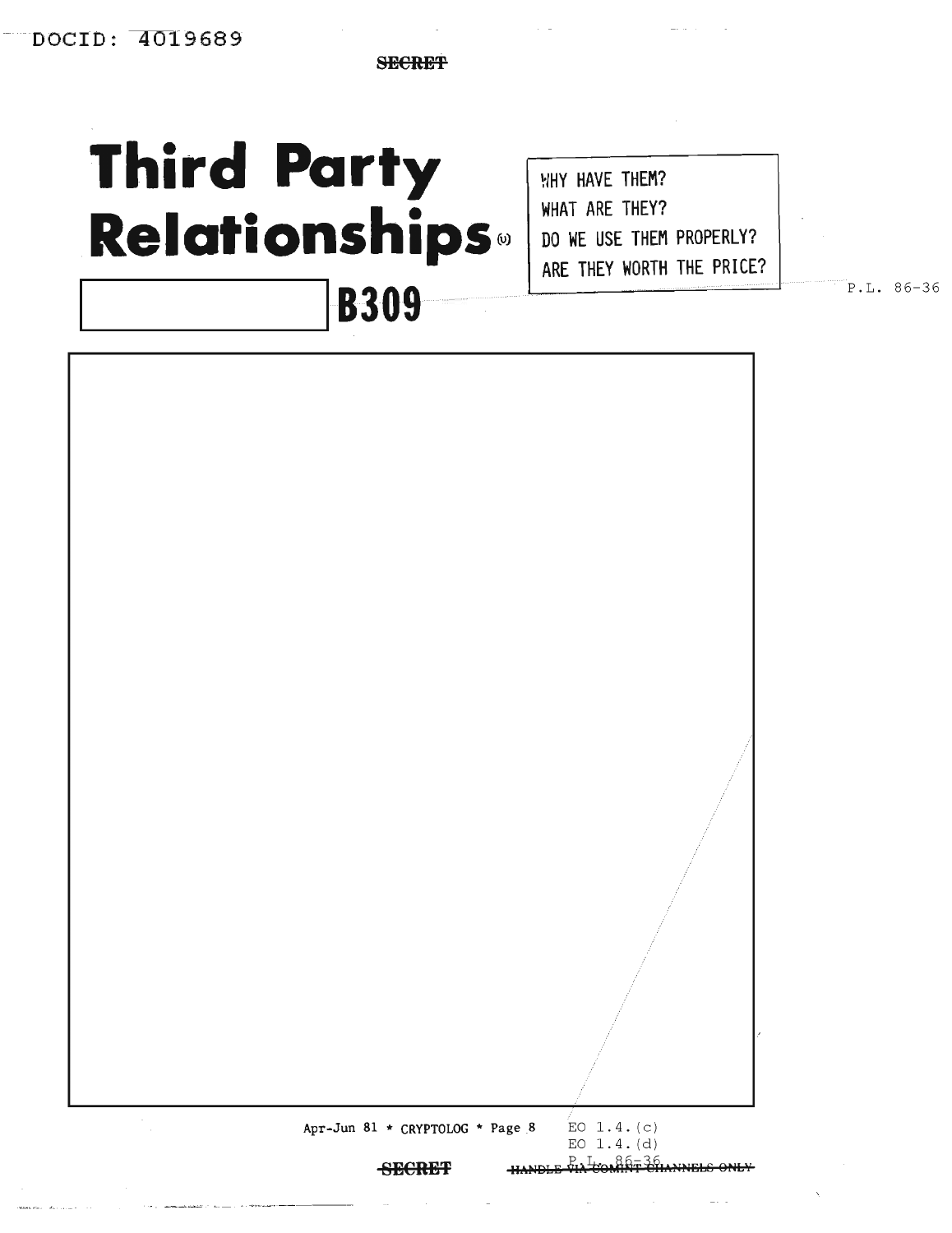# Third Party Relationships (U)

WHY HAVE THEM?
WHAT ARE THEY?
DO WE USE THEM PROPERLY?
ARE THEY WORTH THE PRICE?

P.L. 86-36

B309

EO 1.4.(c)
EO 1.4.(d)
P.L. 86-36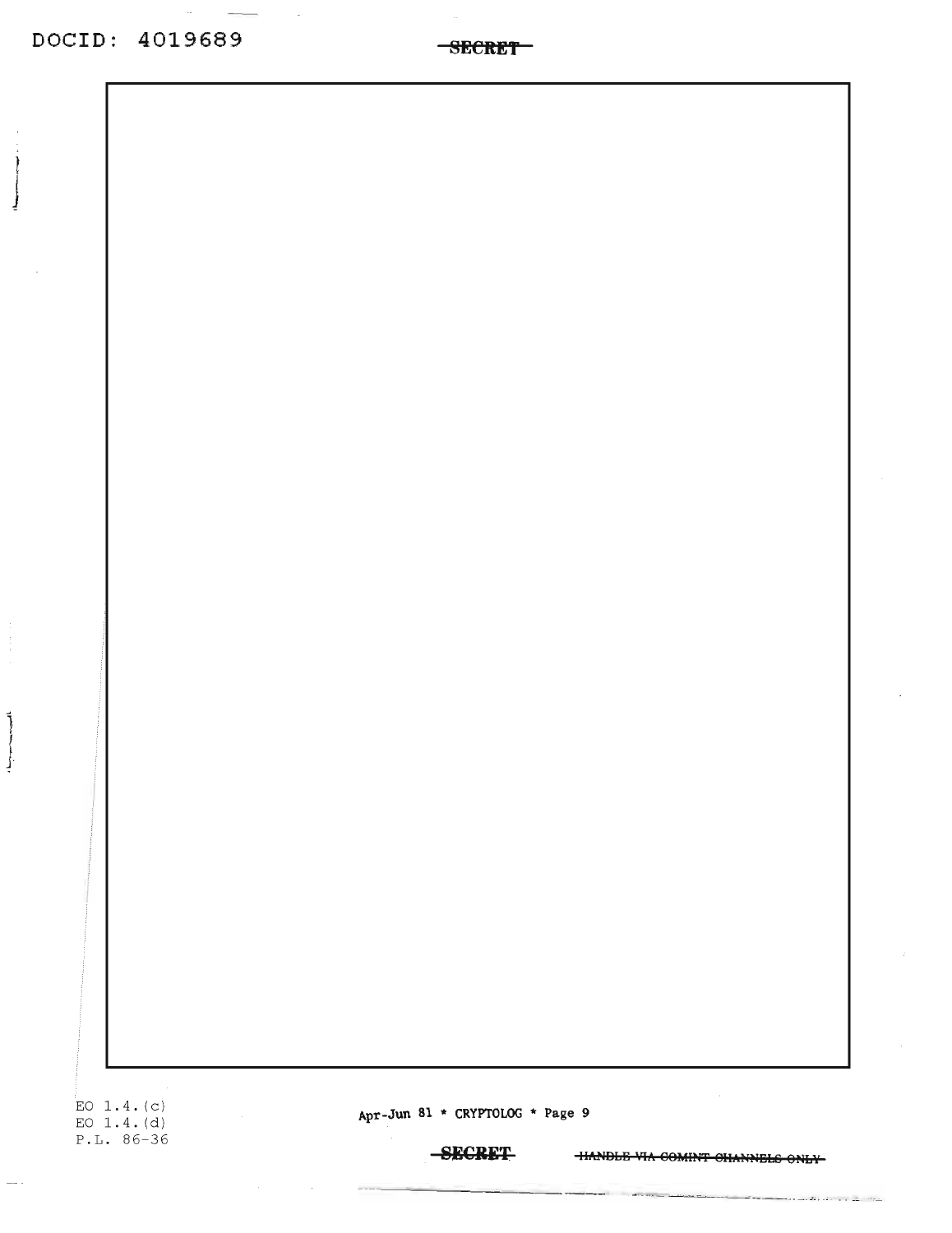EO 1.4.(c)
EO 1.4.(d)
P.L. 86-36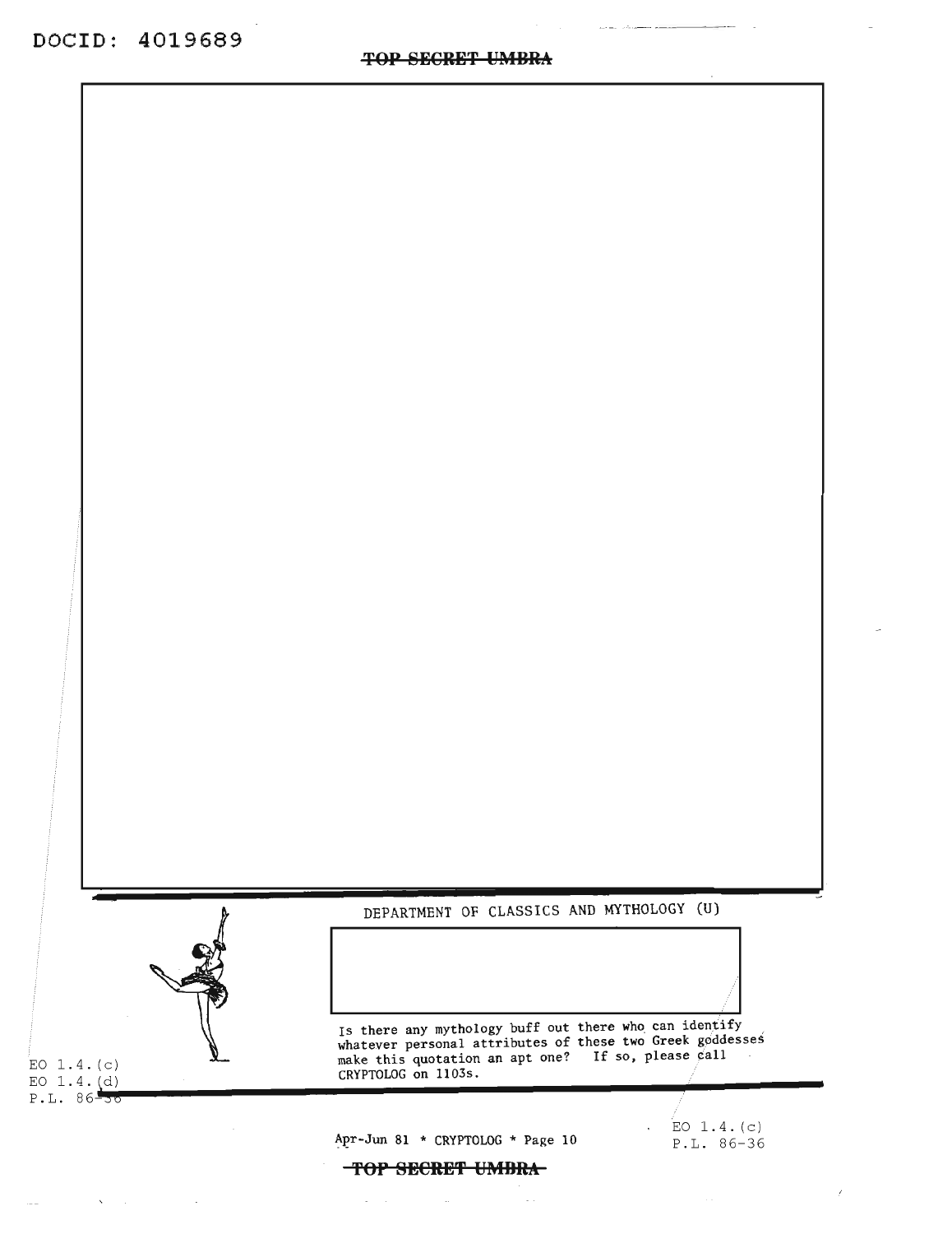DEPARTMENT OF CLASSICS AND MYTHOLOGY (U)

Is there any mythology buff out there who can identify whatever personal attributes of these two Greek goddesses make this quotation an apt one? If so, please call CRYPTOLOG on 1103s.

EO 1.4.(c)
EO 1.4.(d)
P.L. 86-36

EO 1.4.(c)
P.L. 86-36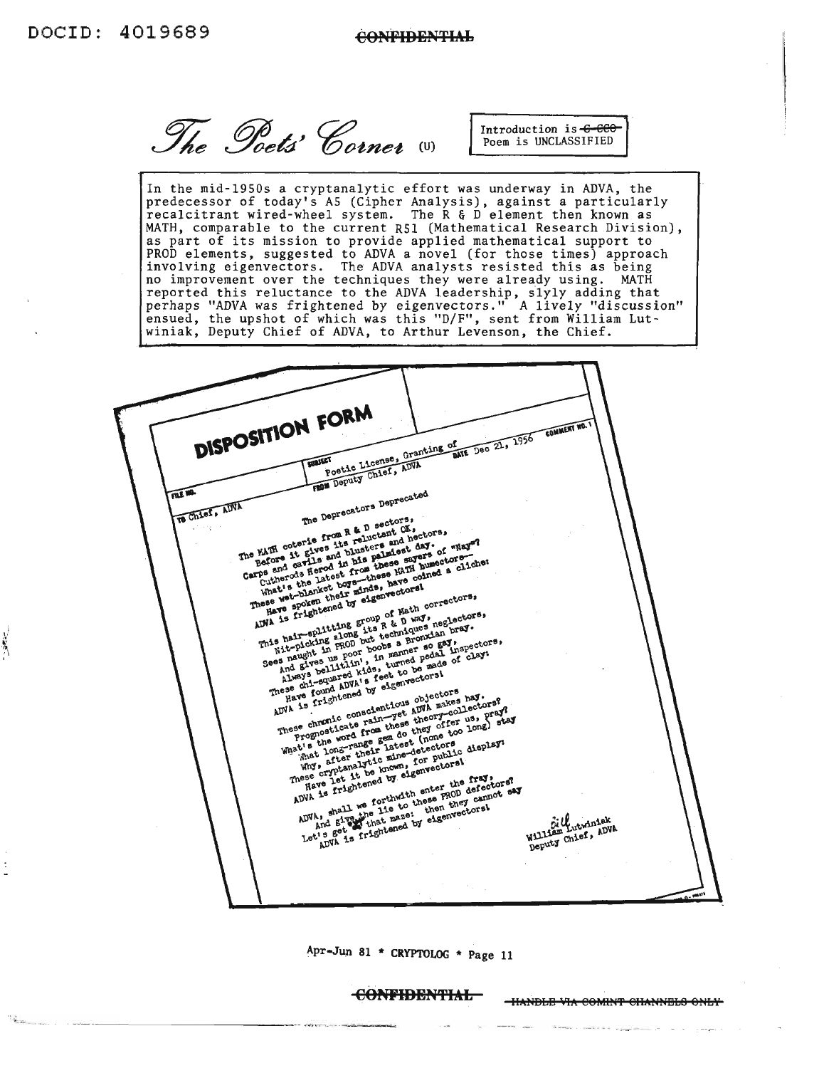# *The Poets' Corner* (U)

Introduction is ~~C-CCO~~
Poem is UNCLASSIFIED

In the mid-1950s a cryptanalytic effort was underway in ADVA, the predecessor of today's A5 (Cipher Analysis), against a particularly recalcitrant wired-wheel system. The R & D element then known as MATH, comparable to the current R51 (Mathematical Research Division), as part of its mission to provide applied mathematical support to PROD elements, suggested to ADVA a novel (for those times) approach involving eigenvectors. The ADVA analysts resisted this as being no improvement over the techniques they were already using. MATH reported this reluctance to the ADVA leadership, slyly adding that perhaps "ADVA was frightened by eigenvectors." A lively "discussion" ensued, the upshot of which was this "D/F", sent from William Lutwiniak, Deputy Chief of ADVA, to Arthur Levenson, the Chief.

**DISPOSITION FORM**

FILE NO.

SUBJECT: Poetic License, Granting of

TO: Chief, ADVA

FROM: Deputy Chief, ADVA

DATE: Dec 21, 1956

COMMENT NO. 1

The Deprecators Deprecated

The MATH coterie from R & D sectors,
Before it gives its reluctant OK,
Carps and cavils and blusters and hectors,
Cutherods Herod in his palmiest day.
What's the latest from these sayers of "Nay"?
These wet-blanket boys—these MATH humectors—
Have spoken their minds, have coined a cliche:
ADVA is frightened by eigenvectors!

This hair-splitting group of Math correctors,
Nit-picking along its R & D way,
Sees naught in PROD but techniques neglectors,
And gives us poor boobs a Bronxian bray.
Always bellitlin', in manner so gay,
These chi-squared kids, turned pedal inspectors,
Have found ADVA's feet to be made of clay:
ADVA is frightened by eigenvectors!

These chronic conscientious objectors
Prognosticate rain—yet ADVA makes hay.
What's the word from these theory-collectors?
What long-range gem do they offer us, pray?
Why, after their latest (none too long) stay
These cryptanalytic mine-detectors
Have let it be known, for public display:
ADVA is frightened by eigenvectors!

ADVA, shall we forthwith enter the fray,
And give the lie to these PROD defectors?
Let's get 'em that maze: then they cannot say
ADVA is frightened by eigenvectors!

William Lutwiniak
Deputy Chief, ADVA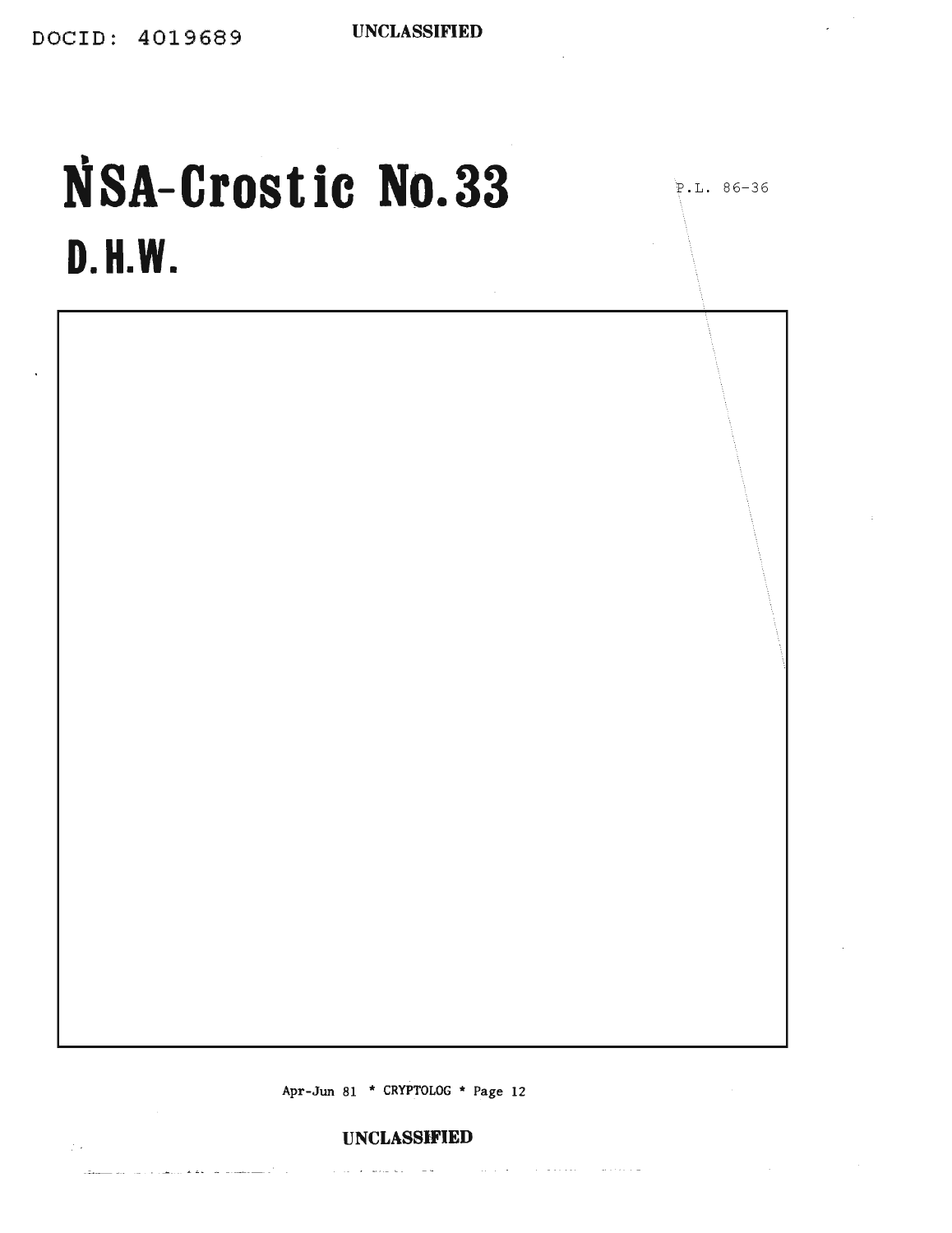# NSA-Crostic No.33

## D.H.W.

P.L. 86-36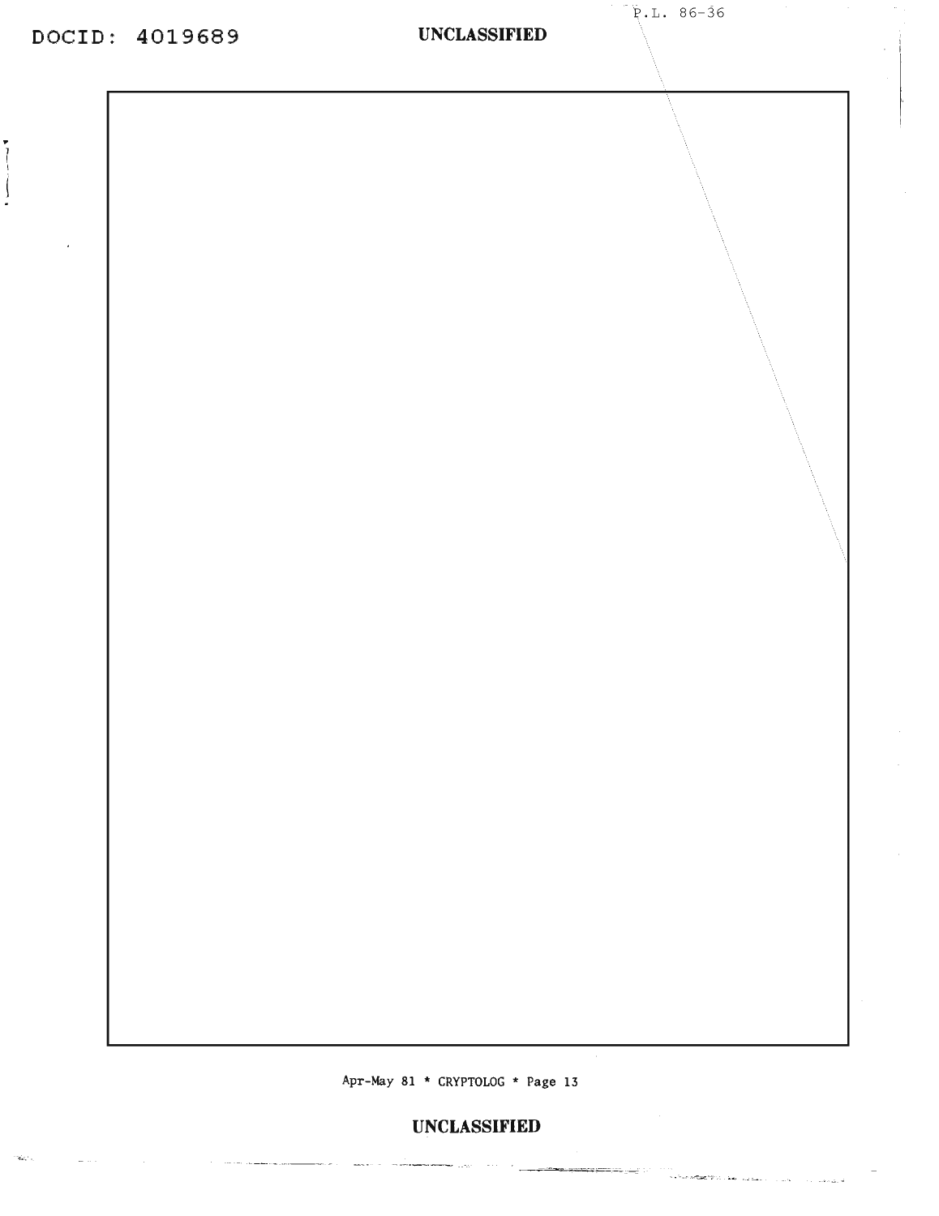P.L. 86-36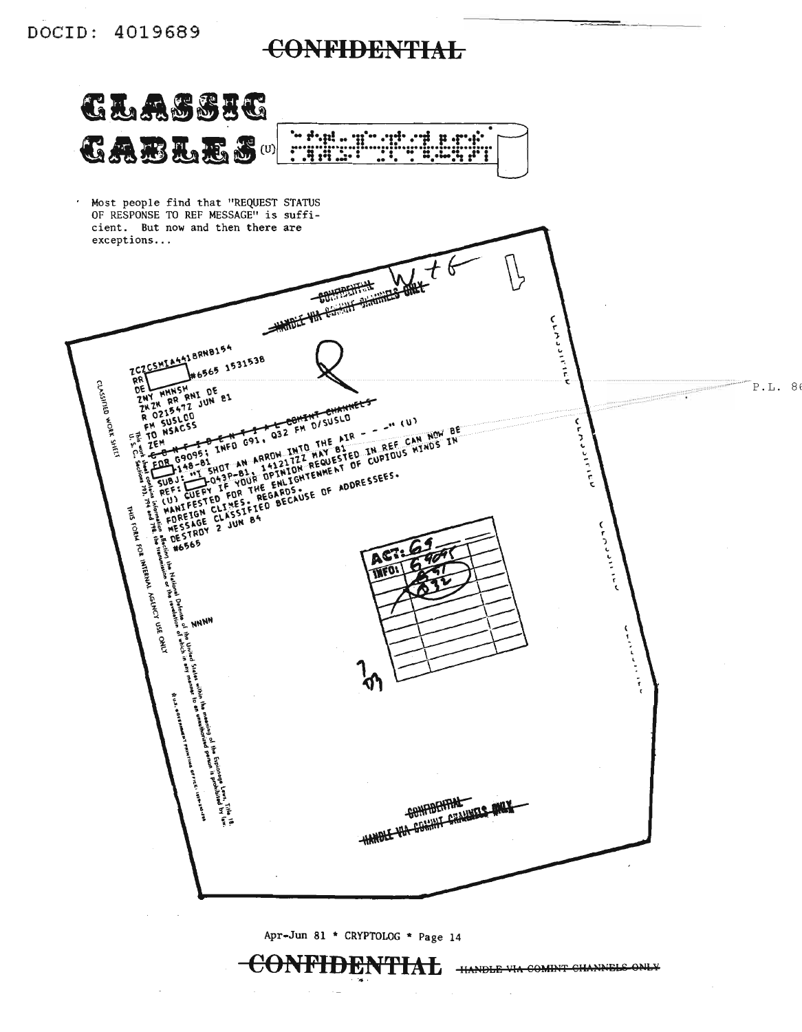CONFIDENTIAL

# CLASSIC CABLES (U)

Most people find that "REQUEST STATUS OF RESPONSE TO REF MESSAGE" is sufficient. But now and then there are exceptions...

CONFIDENTIAL
HANDLE VIA COMINT CHANNELS ONLY

```
ZCZCSMIA4418RNB154
RR [ ] #6565 1531538
DE
ZNY MMNSH
ZKZK RR RNI DE
R 021547Z JUN 81
FM SUSLOO
TO NSACSS
ZEM
C O N F I D E N T I A L COMINT CHANNELS
FOR G9095; INFO G91, Q32 FM D/SUSLO
[ ]148-81
SUBJ: "I SHOT AN ARROW INTO THE AIR - - -" (U)
REF: [ ]-043P-81, 141217Z MAY 81
(U) QUERY IF YOUR OPINION REQUESTED IN REF CAN NOW BE
MANIFESTED FOR THE ENLIGHTENMENT OF CURIOUS MINDS IN
FOREIGN CLIMES. REGARDS.
MESSAGE CLASSIFIED BECAUSE OF ADDRESSEES.
DESTROY 2 JUN 84
#6565

NNNN
```

ACT: G9 9095
INFO: G91 Q32

CONFIDENTIAL
HANDLE VIA COMINT CHANNELS ONLY

CLASSIFIED WORK SHEET

THIS FORM FOR INTERNAL AGENCY USE ONLY

P.L. 86

Apr-Jun 81 * CRYPTOLOG * Page 14

CONFIDENTIAL HANDLE VIA COMINT CHANNELS ONLY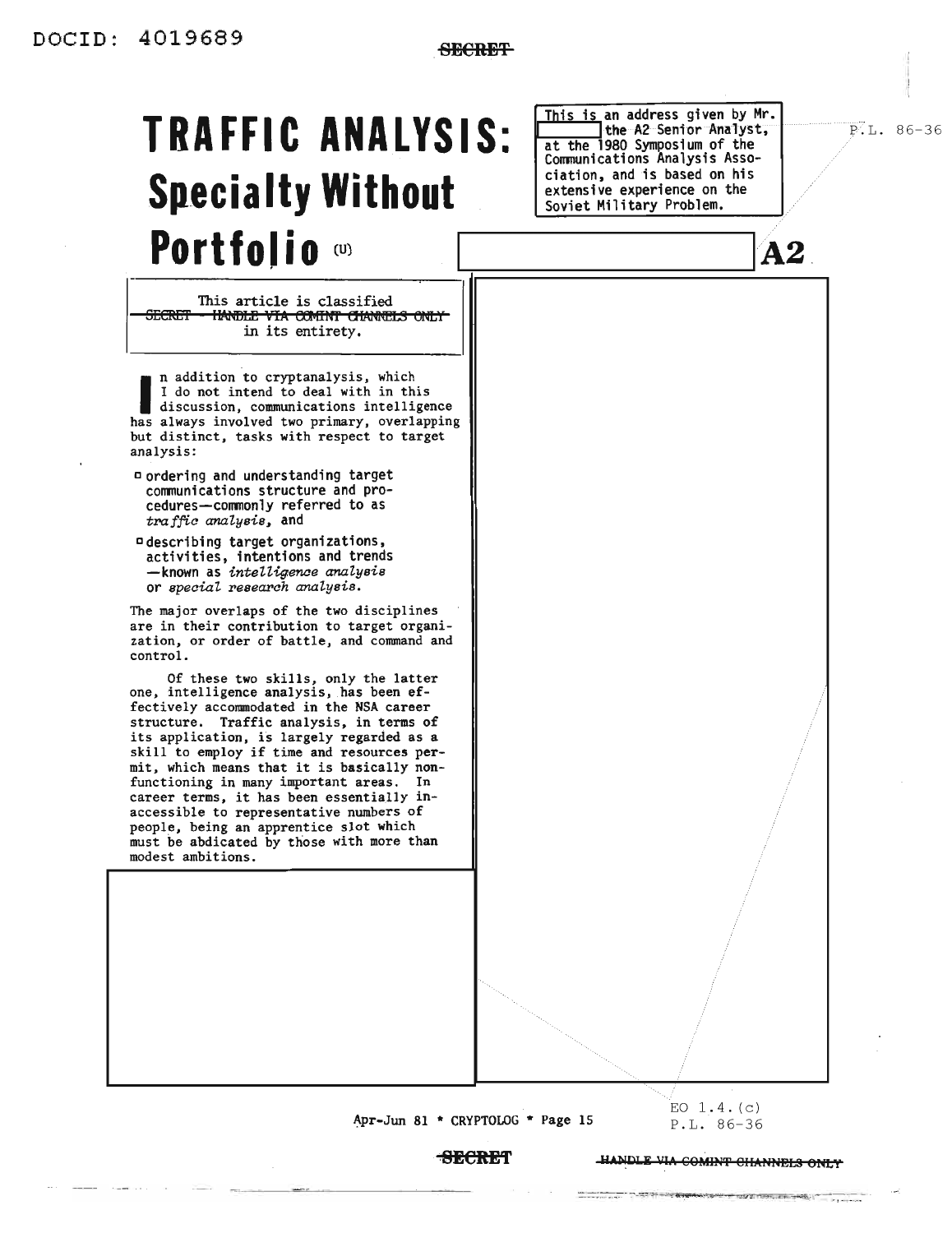# TRAFFIC ANALYSIS: Specialty Without Portfolio (U)

This is an address given by Mr. [redacted] the A2 Senior Analyst, at the 1980 Symposium of the Communications Analysis Association, and is based on his extensive experience on the Soviet Military Problem.

[redacted] A2

P.L. 86-36

This article is classified ~~SECRET - HANDLE VIA COMINT CHANNELS ONLY~~ in its entirety.

In addition to cryptanalysis, which I do not intend to deal with in this discussion, communications intelligence has always involved two primary, overlapping but distinct, tasks with respect to target analysis:

- ordering and understanding target communications structure and procedures—commonly referred to as *traffic analysis*, and
- describing target organizations, activities, intentions and trends —known as *intelligence analysis* or *special research analysis*.

The major overlaps of the two disciplines are in their contribution to target organization, or order of battle, and command and control.

Of these two skills, only the latter one, intelligence analysis, has been effectively accommodated in the NSA career structure. Traffic analysis, in terms of its application, is largely regarded as a skill to employ if time and resources permit, which means that it is basically nonfunctioning in many important areas. In career terms, it has been essentially inaccessible to representative numbers of people, being an apprentice slot which must be abdicated by those with more than modest ambitions.

EO 1.4.(c)
P.L. 86-36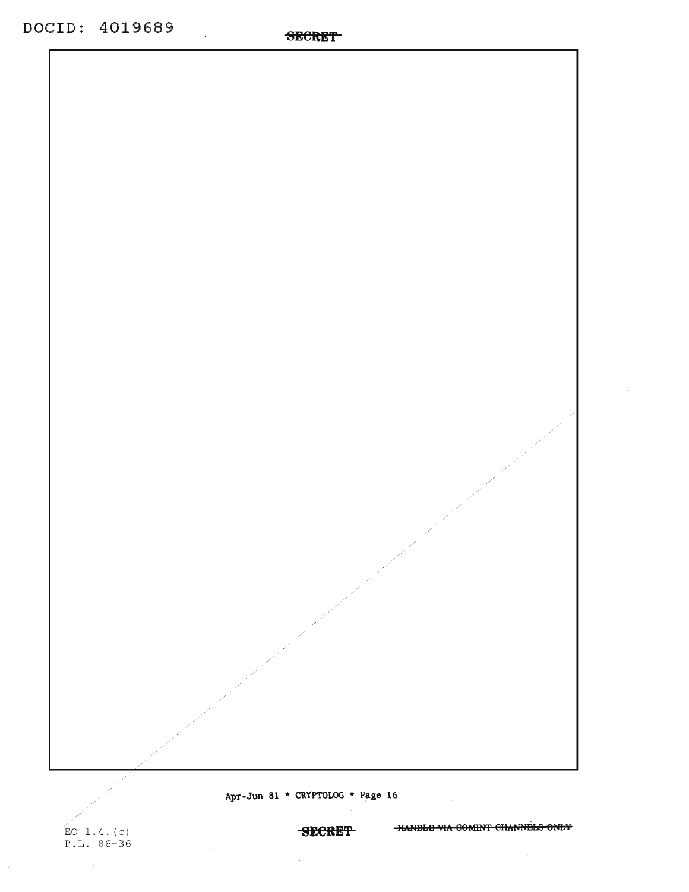EO 1.4.(c)
P.L. 86-36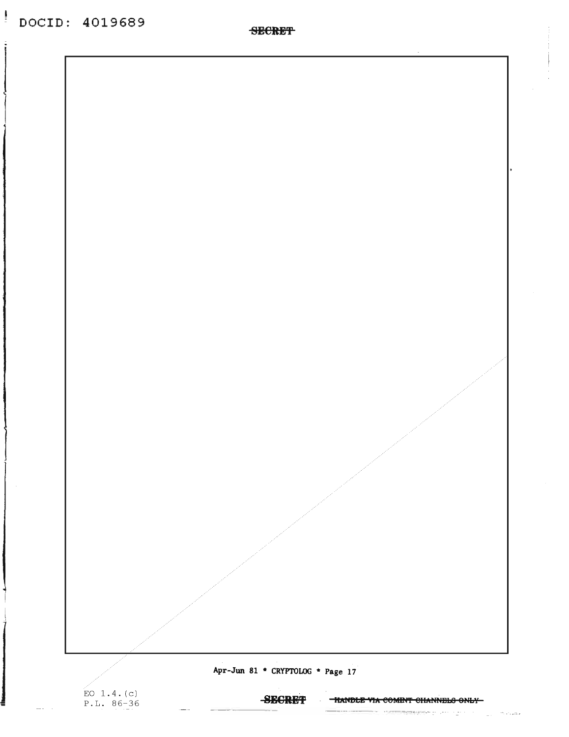EO 1.4.(c)
P.L. 86-36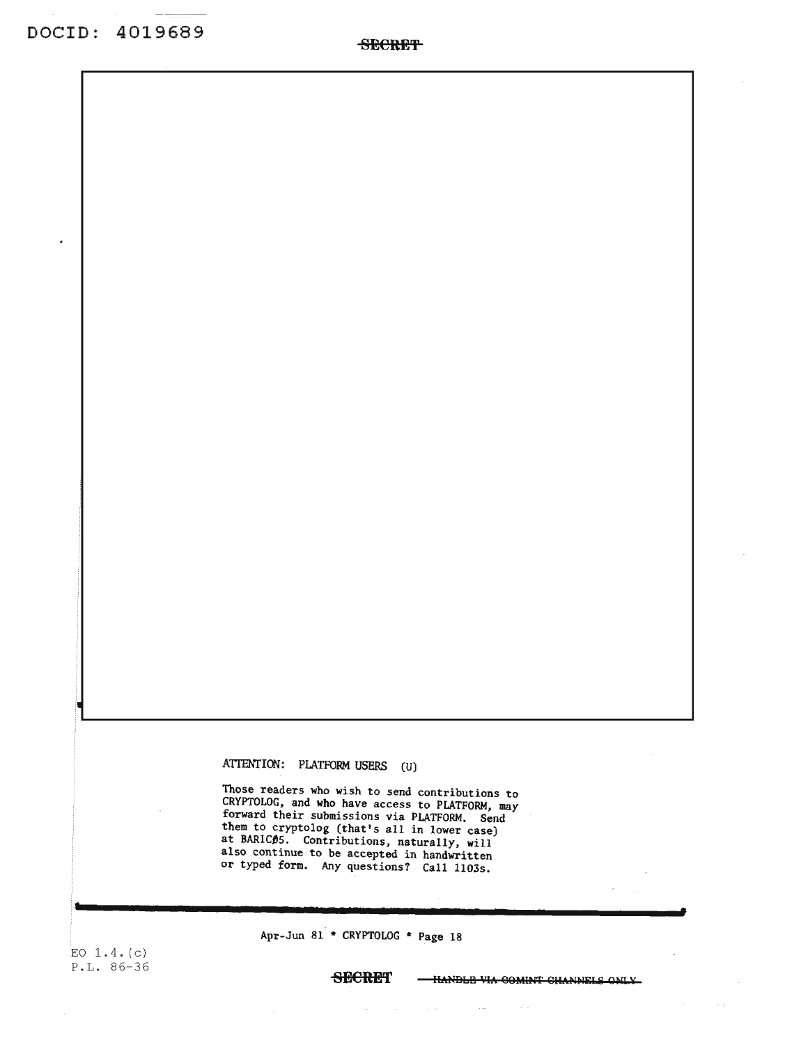ATTENTION: PLATFORM USERS (U)

Those readers who wish to send contributions to CRYPTOLOG, and who have access to PLATFORM, may forward their submissions via PLATFORM. Send them to cryptolog (that's all in lower case) at BAR1CØ5. Contributions, naturally, will also continue to be accepted in handwritten or typed form. Any questions? Call 1103s.

EO 1.4.(c)
P.L. 86-36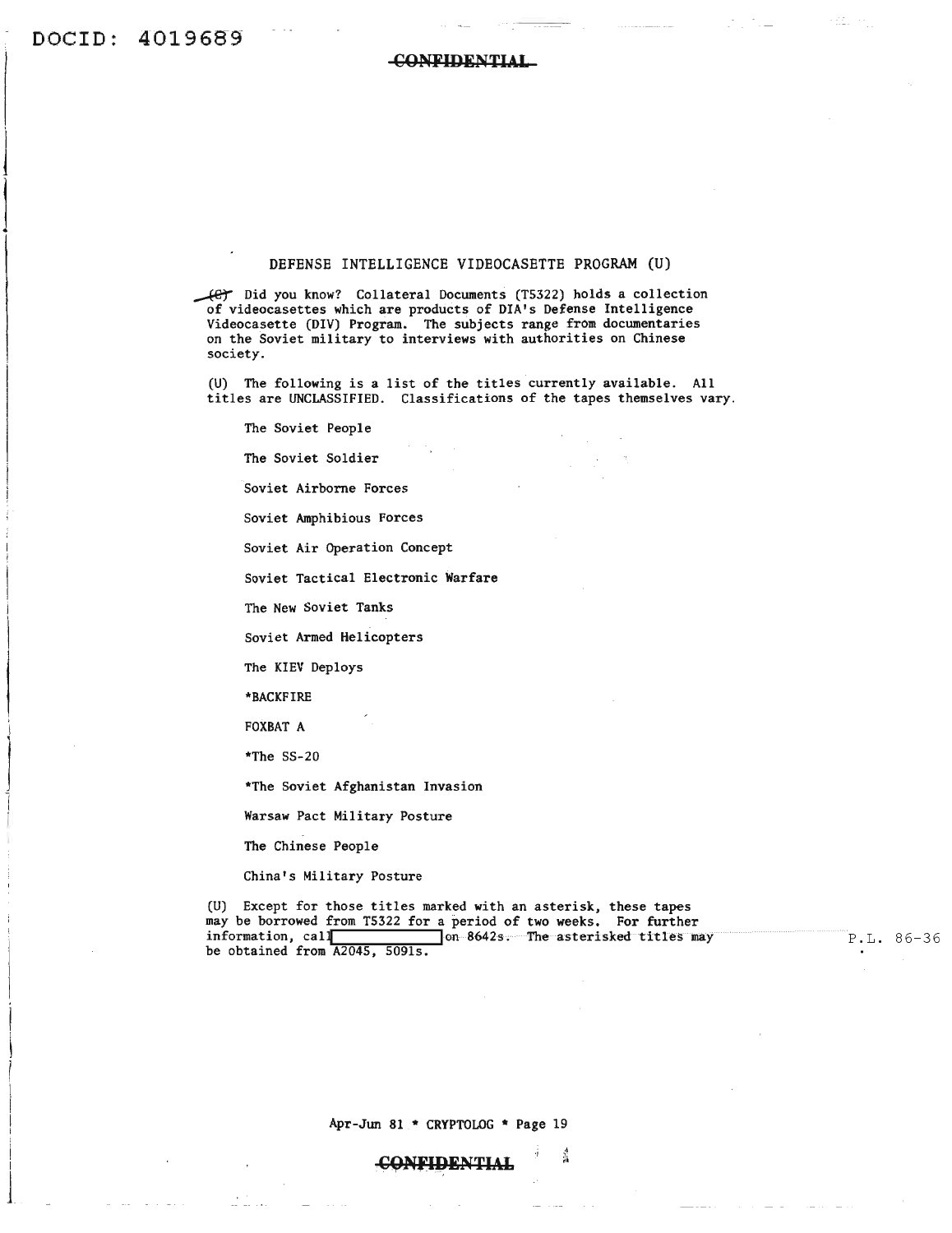# DEFENSE INTELLIGENCE VIDEOCASETTE PROGRAM (U)

~~(C)~~ Did you know? Collateral Documents (T5322) holds a collection of videocassettes which are products of DIA's Defense Intelligence Videocassette (DIV) Program. The subjects range from documentaries on the Soviet military to interviews with authorities on Chinese society.

(U) The following is a list of the titles currently available. All titles are UNCLASSIFIED. Classifications of the tapes themselves vary.

The Soviet People

The Soviet Soldier

Soviet Airborne Forces

Soviet Amphibious Forces

Soviet Air Operation Concept

Soviet Tactical Electronic Warfare

The New Soviet Tanks

Soviet Armed Helicopters

The KIEV Deploys

*BACKFIRE

FOXBAT A

*The SS-20

*The Soviet Afghanistan Invasion

Warsaw Pact Military Posture

The Chinese People

China's Military Posture

(U) Except for those titles marked with an asterisk, these tapes may be borrowed from T5322 for a period of two weeks. For further information, call [REDACTED] on 8642s. The asterisked titles may be obtained from A2045, 5091s.

P.L. 86-36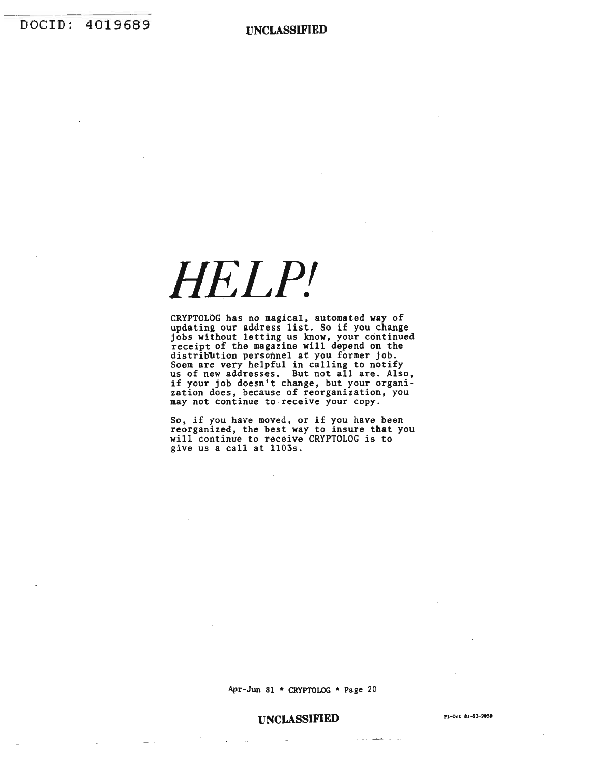# *HELP!*

CRYPTOLOG has no magical, automated way of updating our address list. So if you change jobs without letting us know, your continued receipt of the magazine will depend on the distribution personnel at you former job. Soem are very helpful in calling to notify us of new addresses. But not all are. Also, if your job doesn't change, but your organization does, because of reorganization, you may not continue to receive your copy.

So, if you have moved, or if you have been reorganized, the best way to insure that you will continue to receive CRYPTOLOG is to give us a call at 1103s.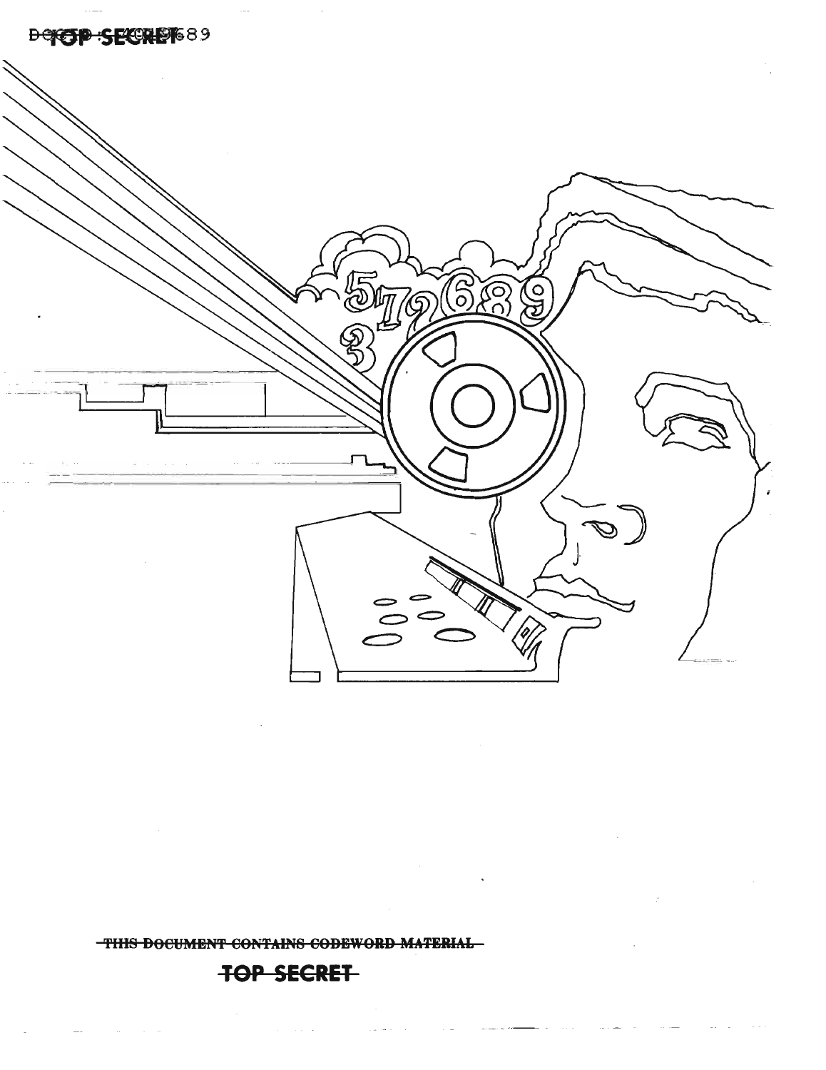THIS DOCUMENT CONTAINS CODEWORD MATERIAL

TOP SECRET